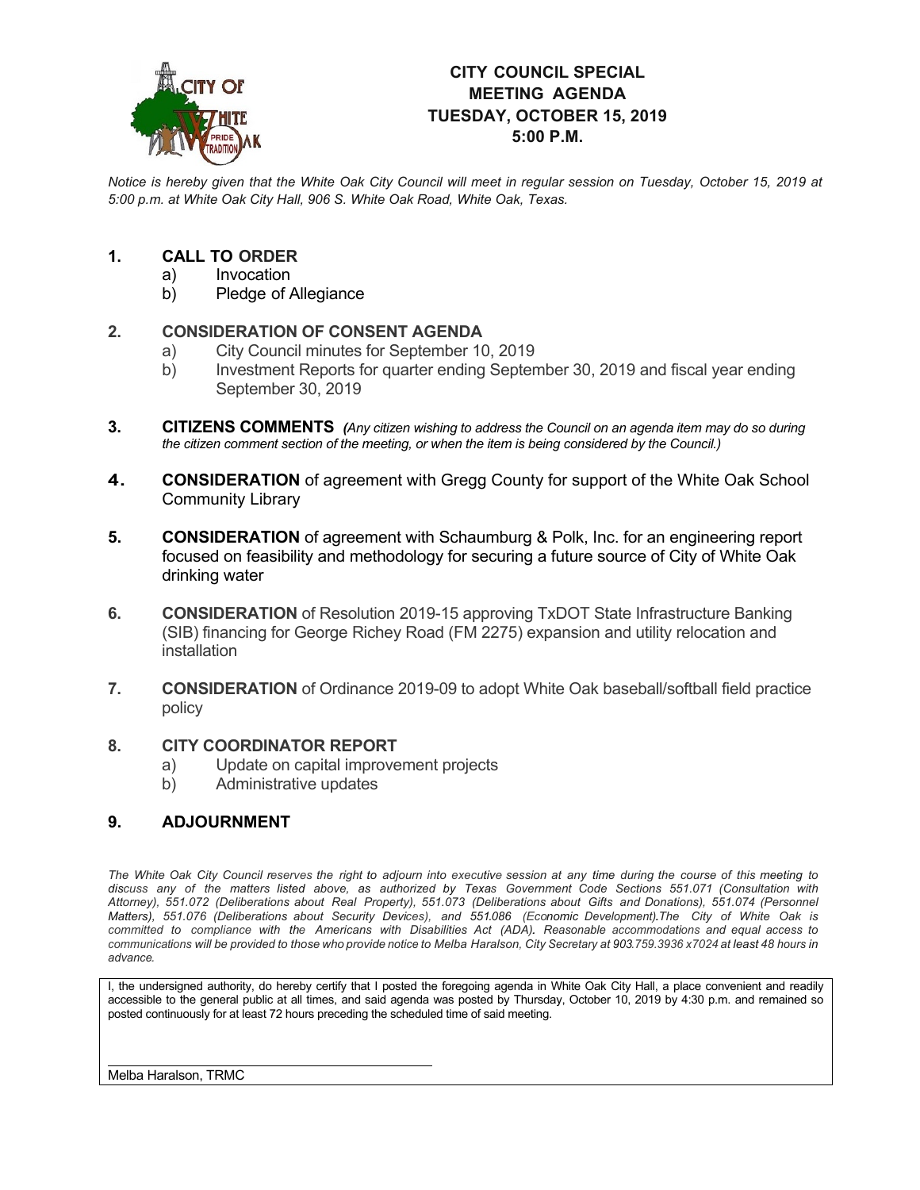# CITY COUNCIL SPECIAL MEETING AGENDA
## TUESDAY, OCTOBER 15, 2019
## 5:00 P.M.

*Notice is hereby given that the White Oak City Council will meet in regular session on Tuesday, October 15, 2019 at 5:00 p.m. at White Oak City Hall, 906 S. White Oak Road, White Oak, Texas.*

**1. CALL TO ORDER**
   a) Invocation
   b) Pledge of Allegiance

**2. CONSIDERATION OF CONSENT AGENDA**
   a) City Council minutes for September 10, 2019
   b) Investment Reports for quarter ending September 30, 2019 and fiscal year ending September 30, 2019

**3. CITIZENS COMMENTS** *(Any citizen wishing to address the Council on an agenda item may do so during the citizen comment section of the meeting, or when the item is being considered by the Council.)*

**4. CONSIDERATION** of agreement with Gregg County for support of the White Oak School Community Library

**5. CONSIDERATION** of agreement with Schaumburg & Polk, Inc. for an engineering report focused on feasibility and methodology for securing a future source of City of White Oak drinking water

**6. CONSIDERATION** of Resolution 2019-15 approving TxDOT State Infrastructure Banking (SIB) financing for George Richey Road (FM 2275) expansion and utility relocation and installation

**7. CONSIDERATION** of Ordinance 2019-09 to adopt White Oak baseball/softball field practice policy

**8. CITY COORDINATOR REPORT**
   a) Update on capital improvement projects
   b) Administrative updates

**9. ADJOURNMENT**

*The White Oak City Council reserves the right to adjourn into executive session at any time during the course of this meeting to discuss any of the matters listed above, as authorized by Texas Government Code Sections 551.071 (Consultation with Attorney), 551.072 (Deliberations about Real Property), 551.073 (Deliberations about Gifts and Donations), 551.074 (Personnel Matters), 551.076 (Deliberations about Security Devices), and 551.086 (Economic Development).The City of White Oak is committed to compliance with the Americans with Disabilities Act (ADA). Reasonable accommodations and equal access to communications will be provided to those who provide notice to Melba Haralson, City Secretary at 903.759.3936 x7024 at least 48 hours in advance.*

I, the undersigned authority, do hereby certify that I posted the foregoing agenda in White Oak City Hall, a place convenient and readily accessible to the general public at all times, and said agenda was posted by Thursday, October 10, 2019 by 4:30 p.m. and remained so posted continuously for at least 72 hours preceding the scheduled time of said meeting.

Melba Haralson, TRMC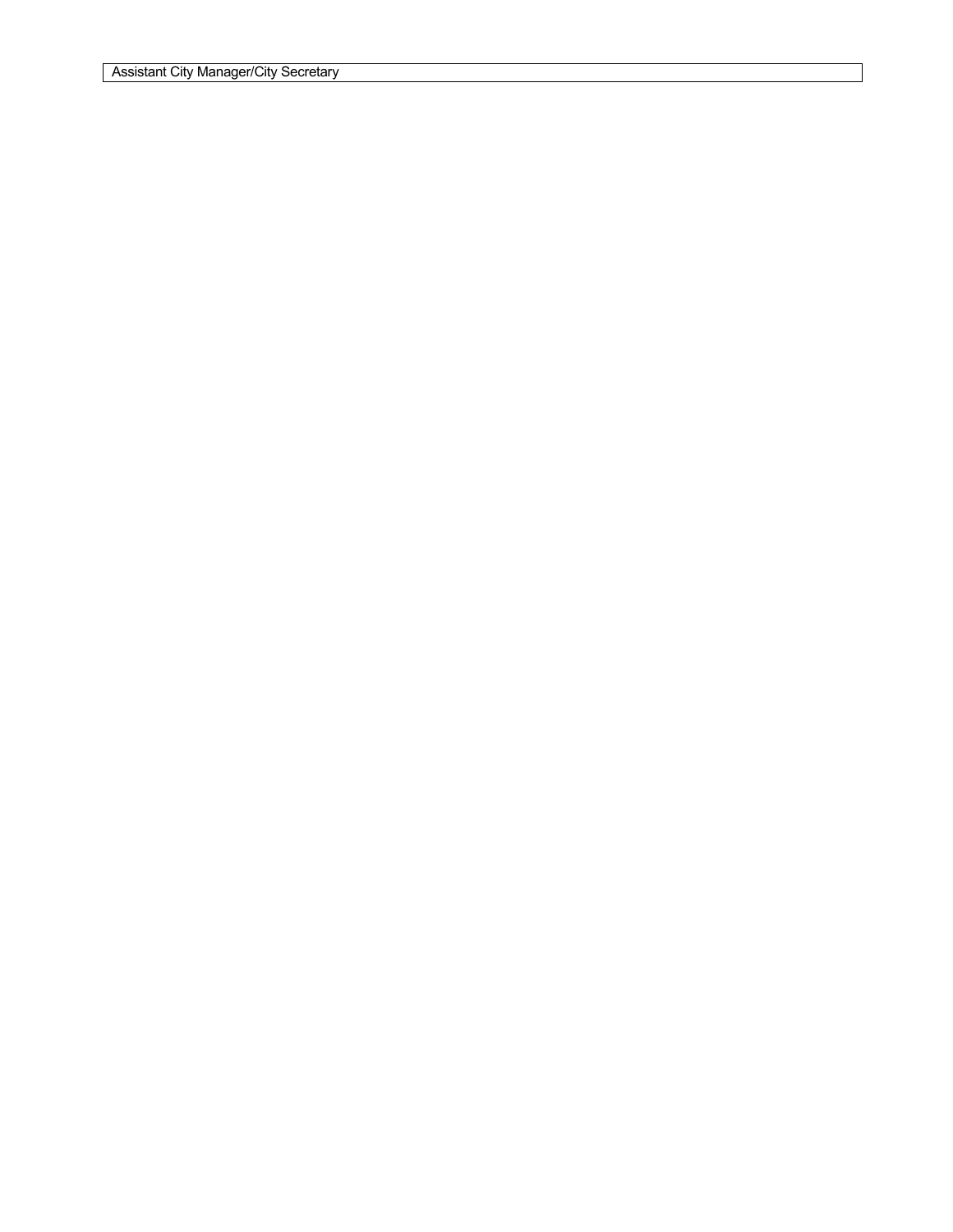| Assistant City Manager/City Secretary |
| --- |